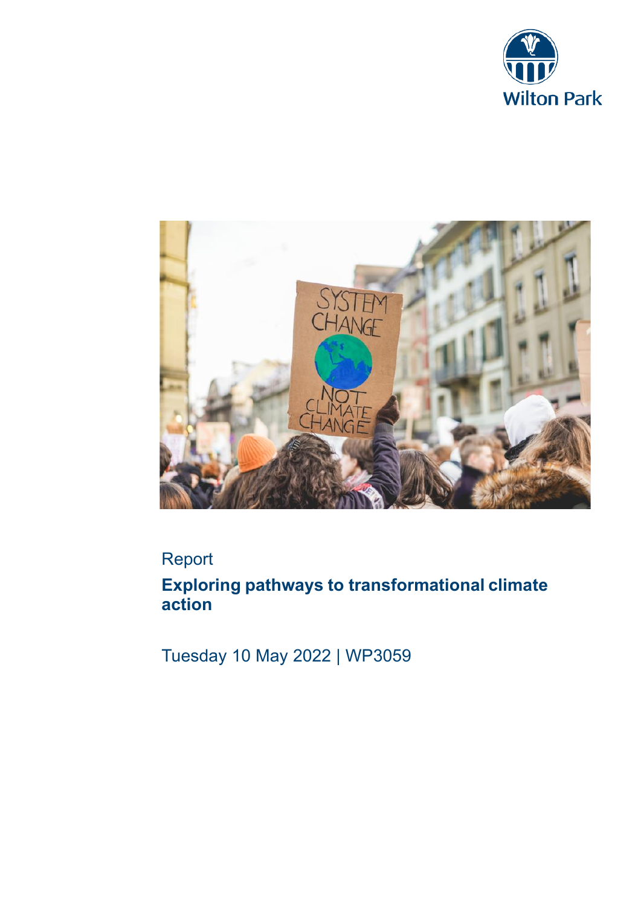Wilton Park

Report

# Exploring pathways to transformational climate action

Tuesday 10 May 2022 | WP3059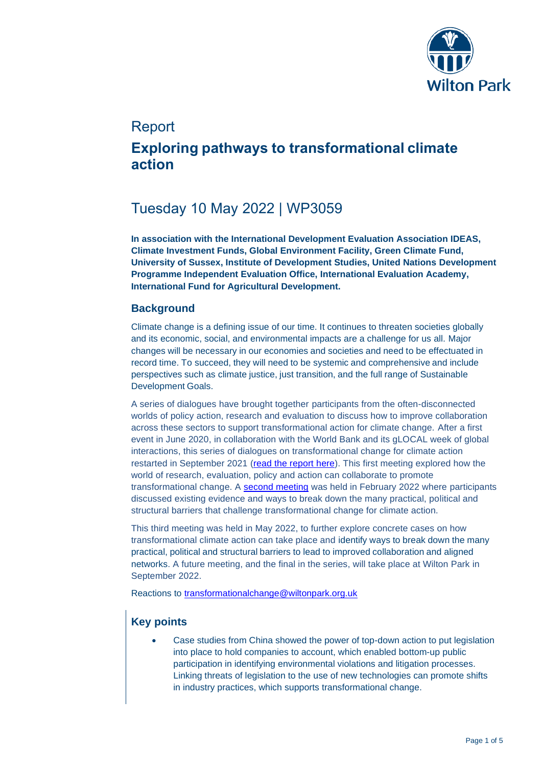# Report

## Exploring pathways to transformational climate action

## Tuesday 10 May 2022 | WP3059

**In association with the International Development Evaluation Association IDEAS, Climate Investment Funds, Global Environment Facility, Green Climate Fund, University of Sussex, Institute of Development Studies, United Nations Development Programme Independent Evaluation Office, International Evaluation Academy, International Fund for Agricultural Development.**

### Background

Climate change is a defining issue of our time. It continues to threaten societies globally and its economic, social, and environmental impacts are a challenge for us all. Major changes will be necessary in our economies and societies and need to be effectuated in record time. To succeed, they will need to be systemic and comprehensive and include perspectives such as climate justice, just transition, and the full range of Sustainable Development Goals.

A series of dialogues have brought together participants from the often-disconnected worlds of policy action, research and evaluation to discuss how to improve collaboration across these sectors to support transformational action for climate change. After a first event in June 2020, in collaboration with the World Bank and its gLOCAL week of global interactions, this series of dialogues on transformational change for climate action restarted in September 2021 (read the report here). This first meeting explored how the world of research, evaluation, policy and action can collaborate to promote transformational change. A second meeting was held in February 2022 where participants discussed existing evidence and ways to break down the many practical, political and structural barriers that challenge transformational change for climate action.

This third meeting was held in May 2022, to further explore concrete cases on how transformational climate action can take place and identify ways to break down the many practical, political and structural barriers to lead to improved collaboration and aligned networks. A future meeting, and the final in the series, will take place at Wilton Park in September 2022.

Reactions to transformationalchange@wiltonpark.org.uk

### Key points

- Case studies from China showed the power of top-down action to put legislation into place to hold companies to account, which enabled bottom-up public participation in identifying environmental violations and litigation processes. Linking threats of legislation to the use of new technologies can promote shifts in industry practices, which supports transformational change.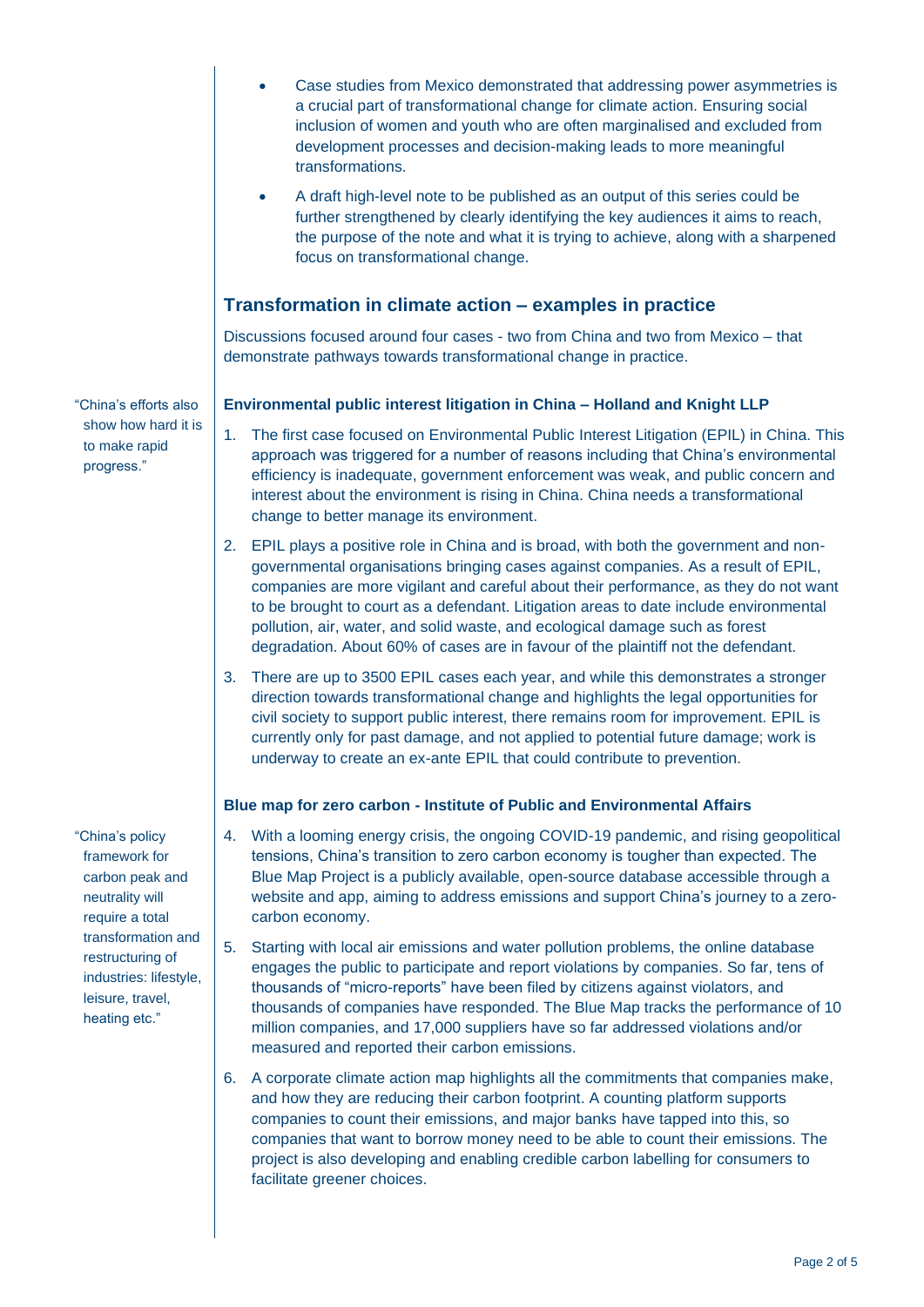- Case studies from Mexico demonstrated that addressing power asymmetries is a crucial part of transformational change for climate action. Ensuring social inclusion of women and youth who are often marginalised and excluded from development processes and decision-making leads to more meaningful transformations.
- A draft high-level note to be published as an output of this series could be further strengthened by clearly identifying the key audiences it aims to reach, the purpose of the note and what it is trying to achieve, along with a sharpened focus on transformational change.

## Transformation in climate action – examples in practice

Discussions focused around four cases - two from China and two from Mexico – that demonstrate pathways towards transformational change in practice.

"China's efforts also show how hard it is to make rapid progress."

**Environmental public interest litigation in China – Holland and Knight LLP**

1. The first case focused on Environmental Public Interest Litigation (EPIL) in China. This approach was triggered for a number of reasons including that China's environmental efficiency is inadequate, government enforcement was weak, and public concern and interest about the environment is rising in China. China needs a transformational change to better manage its environment.
2. EPIL plays a positive role in China and is broad, with both the government and non-governmental organisations bringing cases against companies. As a result of EPIL, companies are more vigilant and careful about their performance, as they do not want to be brought to court as a defendant. Litigation areas to date include environmental pollution, air, water, and solid waste, and ecological damage such as forest degradation. About 60% of cases are in favour of the plaintiff not the defendant.
3. There are up to 3500 EPIL cases each year, and while this demonstrates a stronger direction towards transformational change and highlights the legal opportunities for civil society to support public interest, there remains room for improvement. EPIL is currently only for past damage, and not applied to potential future damage; work is underway to create an ex-ante EPIL that could contribute to prevention.

**Blue map for zero carbon - Institute of Public and Environmental Affairs**

"China's policy framework for carbon peak and neutrality will require a total transformation and restructuring of industries: lifestyle, leisure, travel, heating etc."

4. With a looming energy crisis, the ongoing COVID-19 pandemic, and rising geopolitical tensions, China's transition to zero carbon economy is tougher than expected. The Blue Map Project is a publicly available, open-source database accessible through a website and app, aiming to address emissions and support China's journey to a zero-carbon economy.
5. Starting with local air emissions and water pollution problems, the online database engages the public to participate and report violations by companies. So far, tens of thousands of "micro-reports" have been filed by citizens against violators, and thousands of companies have responded. The Blue Map tracks the performance of 10 million companies, and 17,000 suppliers have so far addressed violations and/or measured and reported their carbon emissions.
6. A corporate climate action map highlights all the commitments that companies make, and how they are reducing their carbon footprint. A counting platform supports companies to count their emissions, and major banks have tapped into this, so companies that want to borrow money need to be able to count their emissions. The project is also developing and enabling credible carbon labelling for consumers to facilitate greener choices.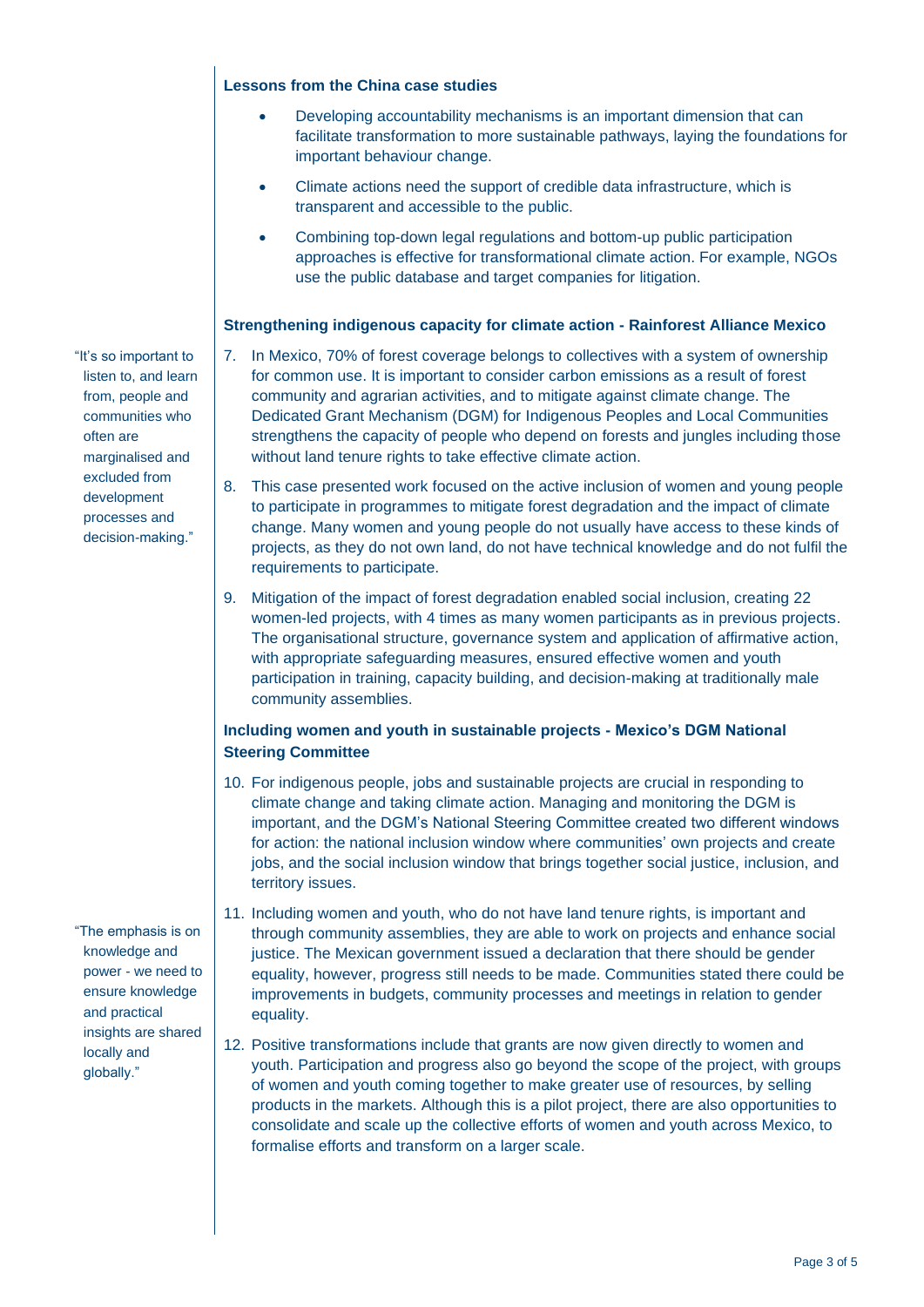### Lessons from the China case studies

- Developing accountability mechanisms is an important dimension that can facilitate transformation to more sustainable pathways, laying the foundations for important behaviour change.
- Climate actions need the support of credible data infrastructure, which is transparent and accessible to the public.
- Combining top-down legal regulations and bottom-up public participation approaches is effective for transformational climate action. For example, NGOs use the public database and target companies for litigation.

### Strengthening indigenous capacity for climate action - Rainforest Alliance Mexico

"It's so important to listen to, and learn from, people and communities who often are marginalised and excluded from development processes and decision-making."

7. In Mexico, 70% of forest coverage belongs to collectives with a system of ownership for common use. It is important to consider carbon emissions as a result of forest community and agrarian activities, and to mitigate against climate change. The Dedicated Grant Mechanism (DGM) for Indigenous Peoples and Local Communities strengthens the capacity of people who depend on forests and jungles including those without land tenure rights to take effective climate action.
8. This case presented work focused on the active inclusion of women and young people to participate in programmes to mitigate forest degradation and the impact of climate change. Many women and young people do not usually have access to these kinds of projects, as they do not own land, do not have technical knowledge and do not fulfil the requirements to participate.
9. Mitigation of the impact of forest degradation enabled social inclusion, creating 22 women-led projects, with 4 times as many women participants as in previous projects. The organisational structure, governance system and application of affirmative action, with appropriate safeguarding measures, ensured effective women and youth participation in training, capacity building, and decision-making at traditionally male community assemblies.

### Including women and youth in sustainable projects - Mexico's DGM National Steering Committee

10. For indigenous people, jobs and sustainable projects are crucial in responding to climate change and taking climate action. Managing and monitoring the DGM is important, and the DGM's National Steering Committee created two different windows for action: the national inclusion window where communities' own projects and create jobs, and the social inclusion window that brings together social justice, inclusion, and territory issues.
11. Including women and youth, who do not have land tenure rights, is important and through community assemblies, they are able to work on projects and enhance social justice. The Mexican government issued a declaration that there should be gender equality, however, progress still needs to be made. Communities stated there could be improvements in budgets, community processes and meetings in relation to gender equality.

"The emphasis is on knowledge and power - we need to ensure knowledge and practical insights are shared locally and globally."

12. Positive transformations include that grants are now given directly to women and youth. Participation and progress also go beyond the scope of the project, with groups of women and youth coming together to make greater use of resources, by selling products in the markets. Although this is a pilot project, there are also opportunities to consolidate and scale up the collective efforts of women and youth across Mexico, to formalise efforts and transform on a larger scale.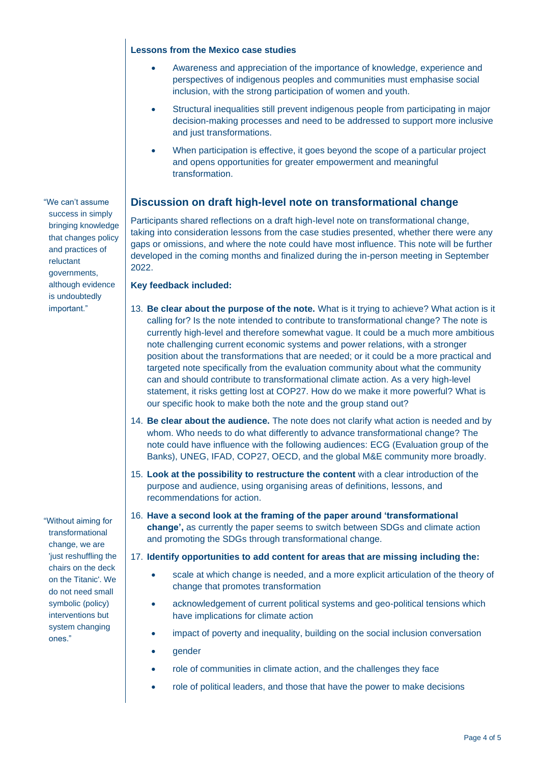**Lessons from the Mexico case studies**

- Awareness and appreciation of the importance of knowledge, experience and perspectives of indigenous peoples and communities must emphasise social inclusion, with the strong participation of women and youth.
- Structural inequalities still prevent indigenous people from participating in major decision-making processes and need to be addressed to support more inclusive and just transformations.
- When participation is effective, it goes beyond the scope of a particular project and opens opportunities for greater empowerment and meaningful transformation.

## Discussion on draft high-level note on transformational change

"We can't assume success in simply bringing knowledge that changes policy and practices of reluctant governments, although evidence is undoubtedly important."

Participants shared reflections on a draft high-level note on transformational change, taking into consideration lessons from the case studies presented, whether there were any gaps or omissions, and where the note could have most influence. This note will be further developed in the coming months and finalized during the in-person meeting in September 2022.

**Key feedback included:**

13. **Be clear about the purpose of the note.** What is it trying to achieve? What action is it calling for? Is the note intended to contribute to transformational change? The note is currently high-level and therefore somewhat vague. It could be a much more ambitious note challenging current economic systems and power relations, with a stronger position about the transformations that are needed; or it could be a more practical and targeted note specifically from the evaluation community about what the community can and should contribute to transformational climate action. As a very high-level statement, it risks getting lost at COP27. How do we make it more powerful? What is our specific hook to make both the note and the group stand out?
14. **Be clear about the audience.** The note does not clarify what action is needed and by whom. Who needs to do what differently to advance transformational change? The note could have influence with the following audiences: ECG (Evaluation group of the Banks), UNEG, IFAD, COP27, OECD, and the global M&E community more broadly.
15. **Look at the possibility to restructure the content** with a clear introduction of the purpose and audience, using organising areas of definitions, lessons, and recommendations for action.
16. **Have a second look at the framing of the paper around 'transformational change',** as currently the paper seems to switch between SDGs and climate action and promoting the SDGs through transformational change.
17. **Identify opportunities to add content for areas that are missing including the:**
    - scale at which change is needed, and a more explicit articulation of the theory of change that promotes transformation
    - acknowledgement of current political systems and geo-political tensions which have implications for climate action
    - impact of poverty and inequality, building on the social inclusion conversation
    - gender
    - role of communities in climate action, and the challenges they face
    - role of political leaders, and those that have the power to make decisions

"Without aiming for transformational change, we are 'just reshuffling the chairs on the deck on the Titanic'. We do not need small symbolic (policy) interventions but system changing ones."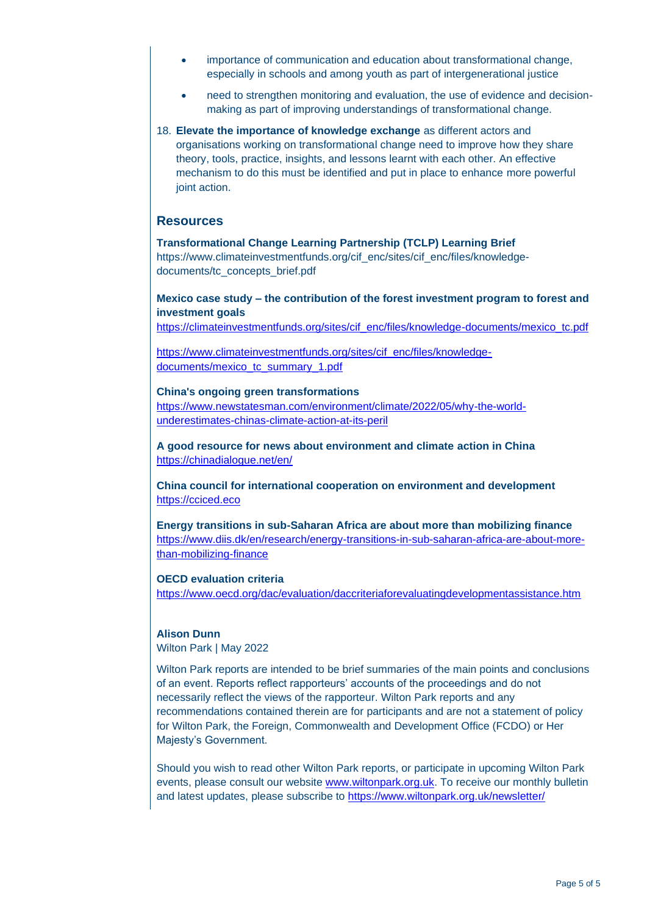- importance of communication and education about transformational change, especially in schools and among youth as part of intergenerational justice
- need to strengthen monitoring and evaluation, the use of evidence and decision-making as part of improving understandings of transformational change.

18. **Elevate the importance of knowledge exchange** as different actors and organisations working on transformational change need to improve how they share theory, tools, practice, insights, and lessons learnt with each other. An effective mechanism to do this must be identified and put in place to enhance more powerful joint action.

## Resources

**Transformational Change Learning Partnership (TCLP) Learning Brief**
https://www.climateinvestmentfunds.org/cif_enc/sites/cif_enc/files/knowledge-documents/tc_concepts_brief.pdf

**Mexico case study – the contribution of the forest investment program to forest and investment goals**
https://climateinvestmentfunds.org/sites/cif_enc/files/knowledge-documents/mexico_tc.pdf

https://www.climateinvestmentfunds.org/sites/cif_enc/files/knowledge-documents/mexico_tc_summary_1.pdf

**China's ongoing green transformations**
https://www.newstatesman.com/environment/climate/2022/05/why-the-world-underestimates-chinas-climate-action-at-its-peril

**A good resource for news about environment and climate action in China**
https://chinadialogue.net/en/

**China council for international cooperation on environment and development**
https://cciced.eco

**Energy transitions in sub-Saharan Africa are about more than mobilizing finance**
https://www.diis.dk/en/research/energy-transitions-in-sub-saharan-africa-are-about-more-than-mobilizing-finance

**OECD evaluation criteria**
https://www.oecd.org/dac/evaluation/daccriteriaforevaluatingdevelopmentassistance.htm

**Alison Dunn**
Wilton Park | May 2022

Wilton Park reports are intended to be brief summaries of the main points and conclusions of an event. Reports reflect rapporteurs' accounts of the proceedings and do not necessarily reflect the views of the rapporteur. Wilton Park reports and any recommendations contained therein are for participants and are not a statement of policy for Wilton Park, the Foreign, Commonwealth and Development Office (FCDO) or Her Majesty's Government.

Should you wish to read other Wilton Park reports, or participate in upcoming Wilton Park events, please consult our website www.wiltonpark.org.uk. To receive our monthly bulletin and latest updates, please subscribe to https://www.wiltonpark.org.uk/newsletter/